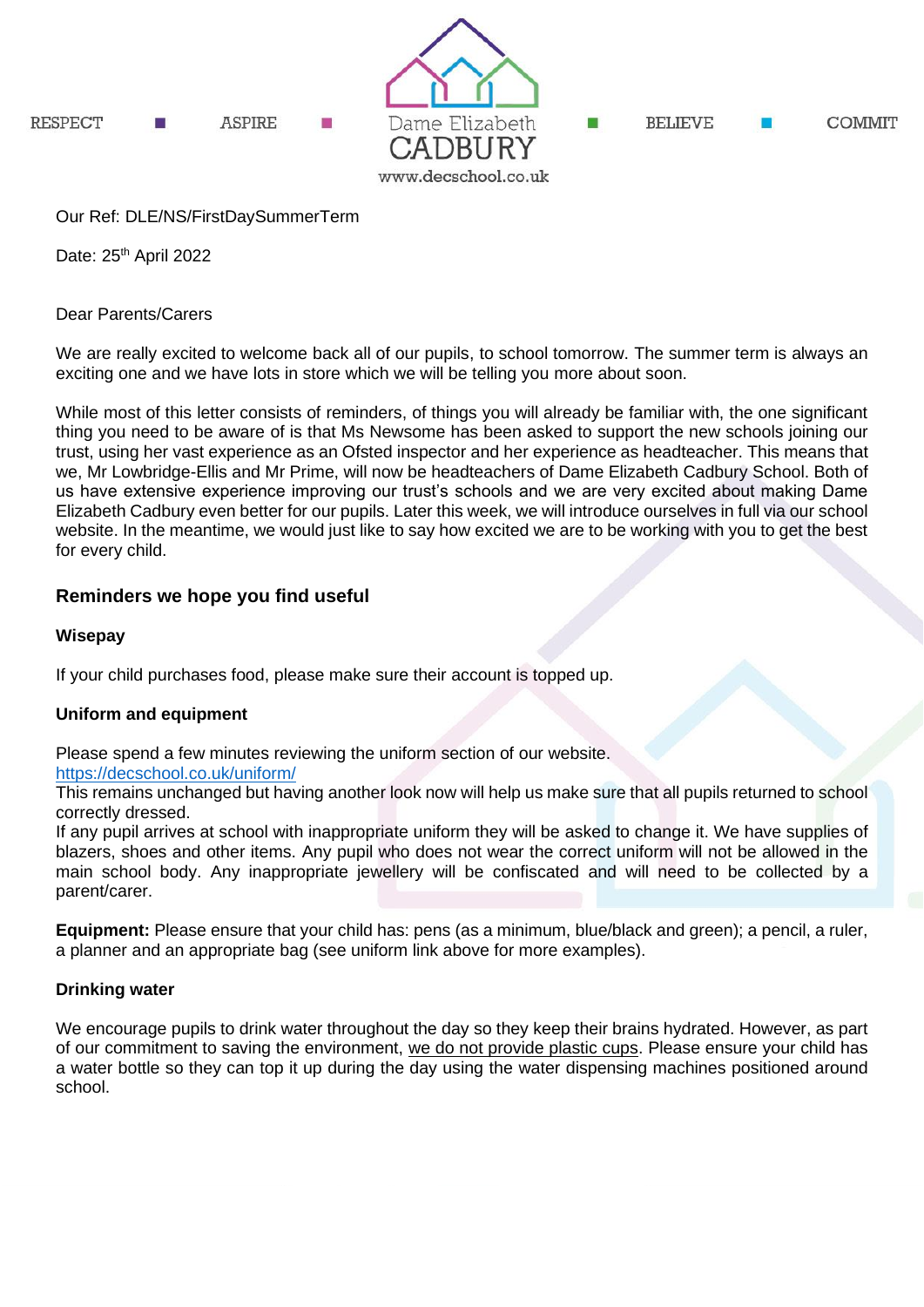RESPECT ■ ASPIRE ■ Dame Elizabeth CADBURY ■ BELIEVE ■ COMMIT

www.decschool.co.uk

Our Ref: DLE/NS/FirstDaySummerTerm

Date: 25th April 2022

Dear Parents/Carers

We are really excited to welcome back all of our pupils, to school tomorrow. The summer term is always an exciting one and we have lots in store which we will be telling you more about soon.

While most of this letter consists of reminders, of things you will already be familiar with, the one significant thing you need to be aware of is that Ms Newsome has been asked to support the new schools joining our trust, using her vast experience as an Ofsted inspector and her experience as headteacher. This means that we, Mr Lowbridge-Ellis and Mr Prime, will now be headteachers of Dame Elizabeth Cadbury School. Both of us have extensive experience improving our trust's schools and we are very excited about making Dame Elizabeth Cadbury even better for our pupils. Later this week, we will introduce ourselves in full via our school website. In the meantime, we would just like to say how excited we are to be working with you to get the best for every child.

## Reminders we hope you find useful

### Wisepay

If your child purchases food, please make sure their account is topped up.

### Uniform and equipment

Please spend a few minutes reviewing the uniform section of our website.
https://decschool.co.uk/uniform/
This remains unchanged but having another look now will help us make sure that all pupils returned to school correctly dressed.
If any pupil arrives at school with inappropriate uniform they will be asked to change it. We have supplies of blazers, shoes and other items. Any pupil who does not wear the correct uniform will not be allowed in the main school body. Any inappropriate jewellery will be confiscated and will need to be collected by a parent/carer.

**Equipment:** Please ensure that your child has: pens (as a minimum, blue/black and green); a pencil, a ruler, a planner and an appropriate bag (see uniform link above for more examples).

### Drinking water

We encourage pupils to drink water throughout the day so they keep their brains hydrated. However, as part of our commitment to saving the environment, we do not provide plastic cups. Please ensure your child has a water bottle so they can top it up during the day using the water dispensing machines positioned around school.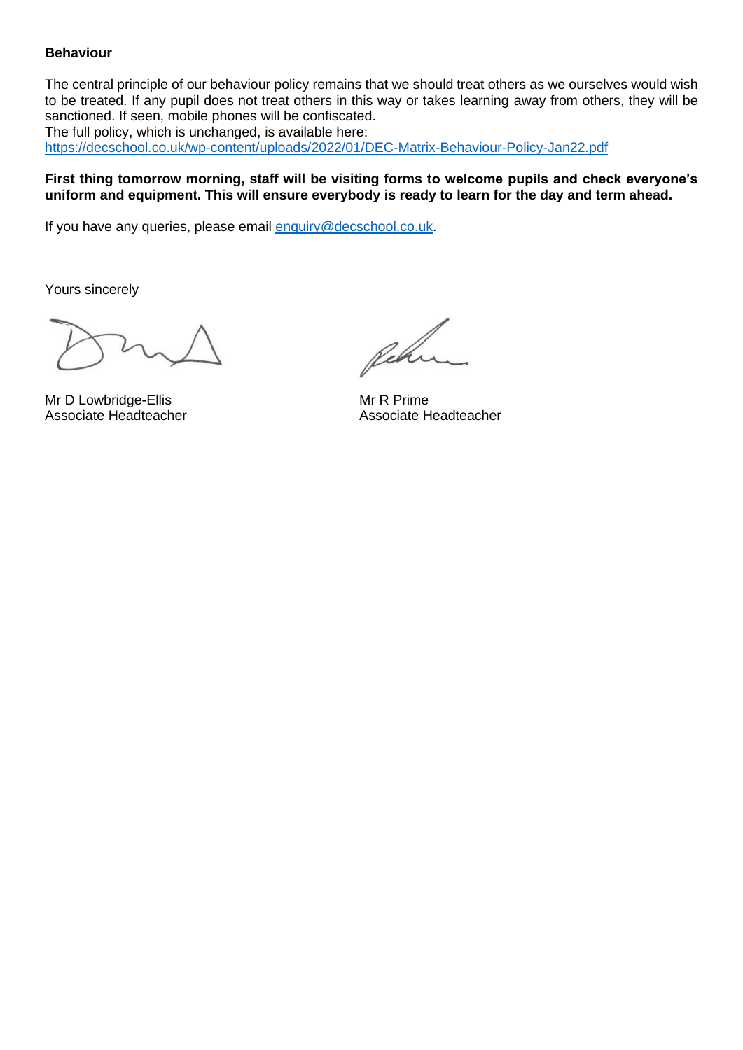**Behaviour**

The central principle of our behaviour policy remains that we should treat others as we ourselves would wish to be treated. If any pupil does not treat others in this way or takes learning away from others, they will be sanctioned. If seen, mobile phones will be confiscated.
The full policy, which is unchanged, is available here:
https://decschool.co.uk/wp-content/uploads/2022/01/DEC-Matrix-Behaviour-Policy-Jan22.pdf

**First thing tomorrow morning, staff will be visiting forms to welcome pupils and check everyone's uniform and equipment. This will ensure everybody is ready to learn for the day and term ahead.**

If you have any queries, please email enquiry@decschool.co.uk.

Yours sincerely

Mr D Lowbridge-Ellis
Associate Headteacher

Mr R Prime
Associate Headteacher